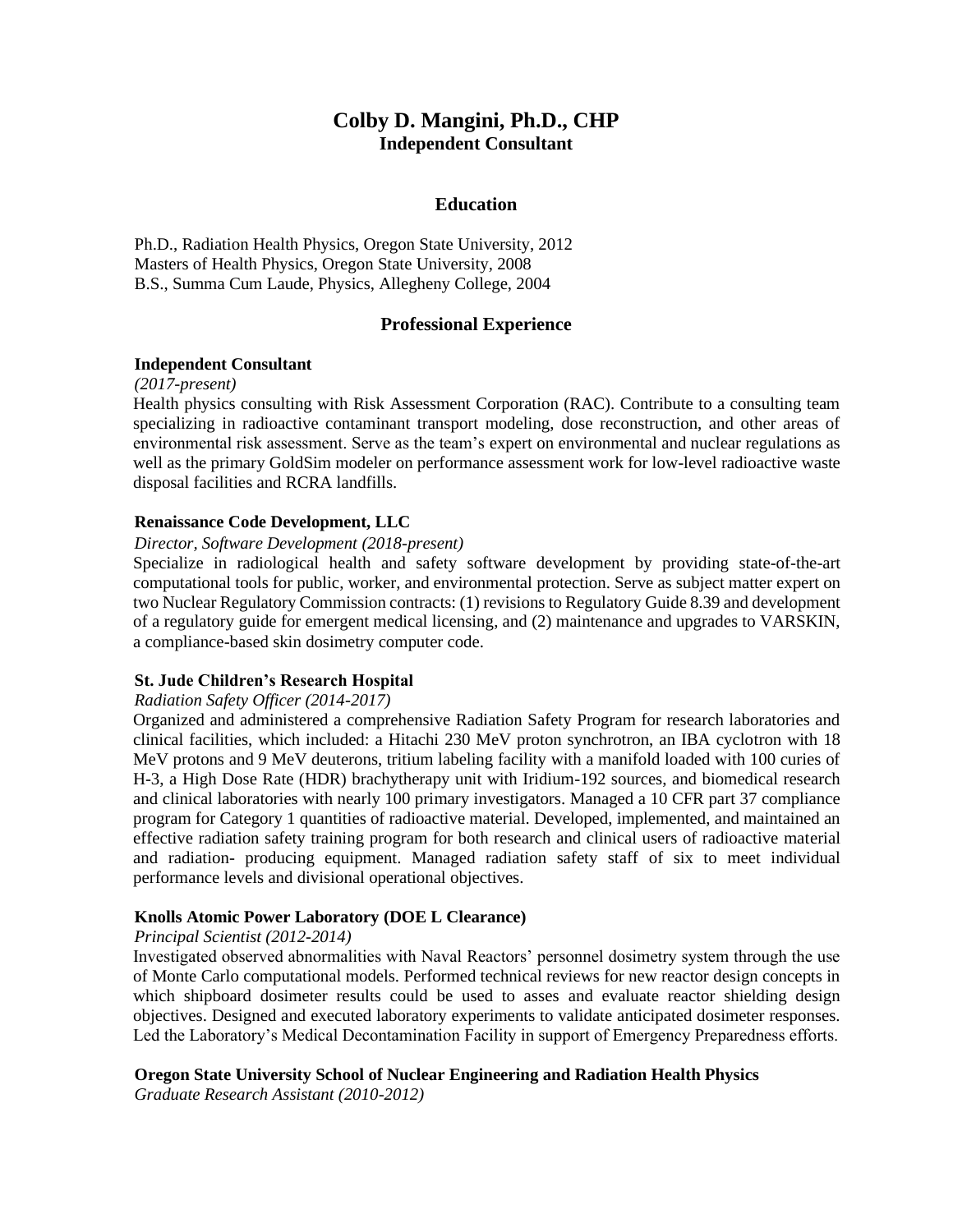# Colby D. Mangini, Ph.D., CHP
**Independent Consultant**

## Education

Ph.D., Radiation Health Physics, Oregon State University, 2012
Masters of Health Physics, Oregon State University, 2008
B.S., Summa Cum Laude, Physics, Allegheny College, 2004

## Professional Experience

**Independent Consultant**
*(2017-present)*
Health physics consulting with Risk Assessment Corporation (RAC). Contribute to a consulting team specializing in radioactive contaminant transport modeling, dose reconstruction, and other areas of environmental risk assessment. Serve as the team's expert on environmental and nuclear regulations as well as the primary GoldSim modeler on performance assessment work for low-level radioactive waste disposal facilities and RCRA landfills.

**Renaissance Code Development, LLC**
*Director, Software Development (2018-present)*
Specialize in radiological health and safety software development by providing state-of-the-art computational tools for public, worker, and environmental protection. Serve as subject matter expert on two Nuclear Regulatory Commission contracts: (1) revisions to Regulatory Guide 8.39 and development of a regulatory guide for emergent medical licensing, and (2) maintenance and upgrades to VARSKIN, a compliance-based skin dosimetry computer code.

**St. Jude Children's Research Hospital**
*Radiation Safety Officer (2014-2017)*
Organized and administered a comprehensive Radiation Safety Program for research laboratories and clinical facilities, which included: a Hitachi 230 MeV proton synchrotron, an IBA cyclotron with 18 MeV protons and 9 MeV deuterons, tritium labeling facility with a manifold loaded with 100 curies of H-3, a High Dose Rate (HDR) brachytherapy unit with Iridium-192 sources, and biomedical research and clinical laboratories with nearly 100 primary investigators. Managed a 10 CFR part 37 compliance program for Category 1 quantities of radioactive material. Developed, implemented, and maintained an effective radiation safety training program for both research and clinical users of radioactive material and radiation- producing equipment. Managed radiation safety staff of six to meet individual performance levels and divisional operational objectives.

**Knolls Atomic Power Laboratory (DOE L Clearance)**
*Principal Scientist (2012-2014)*
Investigated observed abnormalities with Naval Reactors' personnel dosimetry system through the use of Monte Carlo computational models. Performed technical reviews for new reactor design concepts in which shipboard dosimeter results could be used to asses and evaluate reactor shielding design objectives. Designed and executed laboratory experiments to validate anticipated dosimeter responses. Led the Laboratory's Medical Decontamination Facility in support of Emergency Preparedness efforts.

**Oregon State University School of Nuclear Engineering and Radiation Health Physics**
*Graduate Research Assistant (2010-2012)*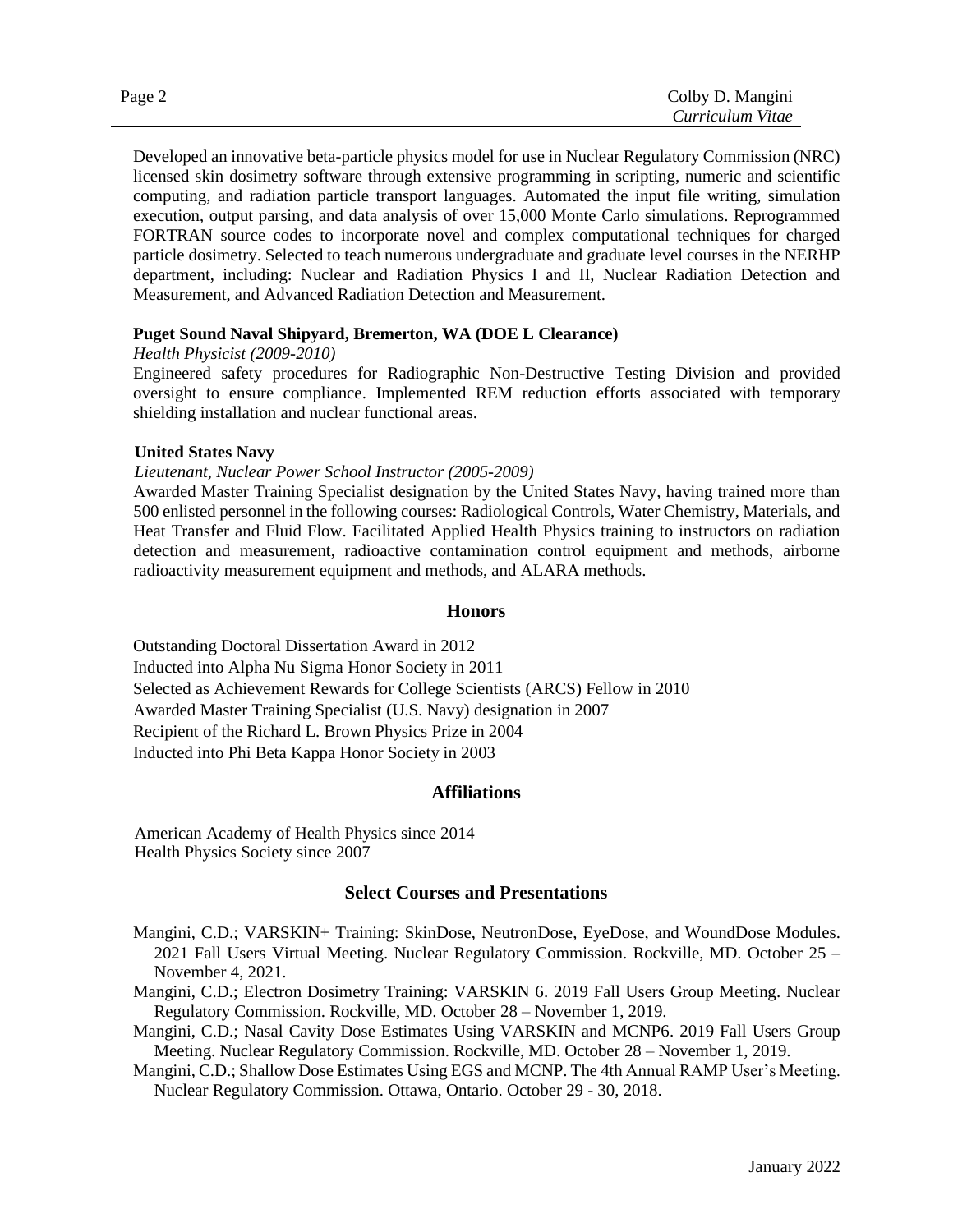Developed an innovative beta-particle physics model for use in Nuclear Regulatory Commission (NRC) licensed skin dosimetry software through extensive programming in scripting, numeric and scientific computing, and radiation particle transport languages. Automated the input file writing, simulation execution, output parsing, and data analysis of over 15,000 Monte Carlo simulations. Reprogrammed FORTRAN source codes to incorporate novel and complex computational techniques for charged particle dosimetry. Selected to teach numerous undergraduate and graduate level courses in the NERHP department, including: Nuclear and Radiation Physics I and II, Nuclear Radiation Detection and Measurement, and Advanced Radiation Detection and Measurement.

**Puget Sound Naval Shipyard, Bremerton, WA (DOE L Clearance)**

*Health Physicist (2009-2010)*

Engineered safety procedures for Radiographic Non-Destructive Testing Division and provided oversight to ensure compliance. Implemented REM reduction efforts associated with temporary shielding installation and nuclear functional areas.

**United States Navy**

*Lieutenant, Nuclear Power School Instructor (2005-2009)*

Awarded Master Training Specialist designation by the United States Navy, having trained more than 500 enlisted personnel in the following courses: Radiological Controls, Water Chemistry, Materials, and Heat Transfer and Fluid Flow. Facilitated Applied Health Physics training to instructors on radiation detection and measurement, radioactive contamination control equipment and methods, airborne radioactivity measurement equipment and methods, and ALARA methods.

## Honors

Outstanding Doctoral Dissertation Award in 2012
Inducted into Alpha Nu Sigma Honor Society in 2011
Selected as Achievement Rewards for College Scientists (ARCS) Fellow in 2010
Awarded Master Training Specialist (U.S. Navy) designation in 2007
Recipient of the Richard L. Brown Physics Prize in 2004
Inducted into Phi Beta Kappa Honor Society in 2003

## Affiliations

American Academy of Health Physics since 2014
Health Physics Society since 2007

## Select Courses and Presentations

Mangini, C.D.; VARSKIN+ Training: SkinDose, NeutronDose, EyeDose, and WoundDose Modules. 2021 Fall Users Virtual Meeting. Nuclear Regulatory Commission. Rockville, MD. October 25 – November 4, 2021.

Mangini, C.D.; Electron Dosimetry Training: VARSKIN 6. 2019 Fall Users Group Meeting. Nuclear Regulatory Commission. Rockville, MD. October 28 – November 1, 2019.

Mangini, C.D.; Nasal Cavity Dose Estimates Using VARSKIN and MCNP6. 2019 Fall Users Group Meeting. Nuclear Regulatory Commission. Rockville, MD. October 28 – November 1, 2019.

Mangini, C.D.; Shallow Dose Estimates Using EGS and MCNP. The 4th Annual RAMP User's Meeting. Nuclear Regulatory Commission. Ottawa, Ontario. October 29 - 30, 2018.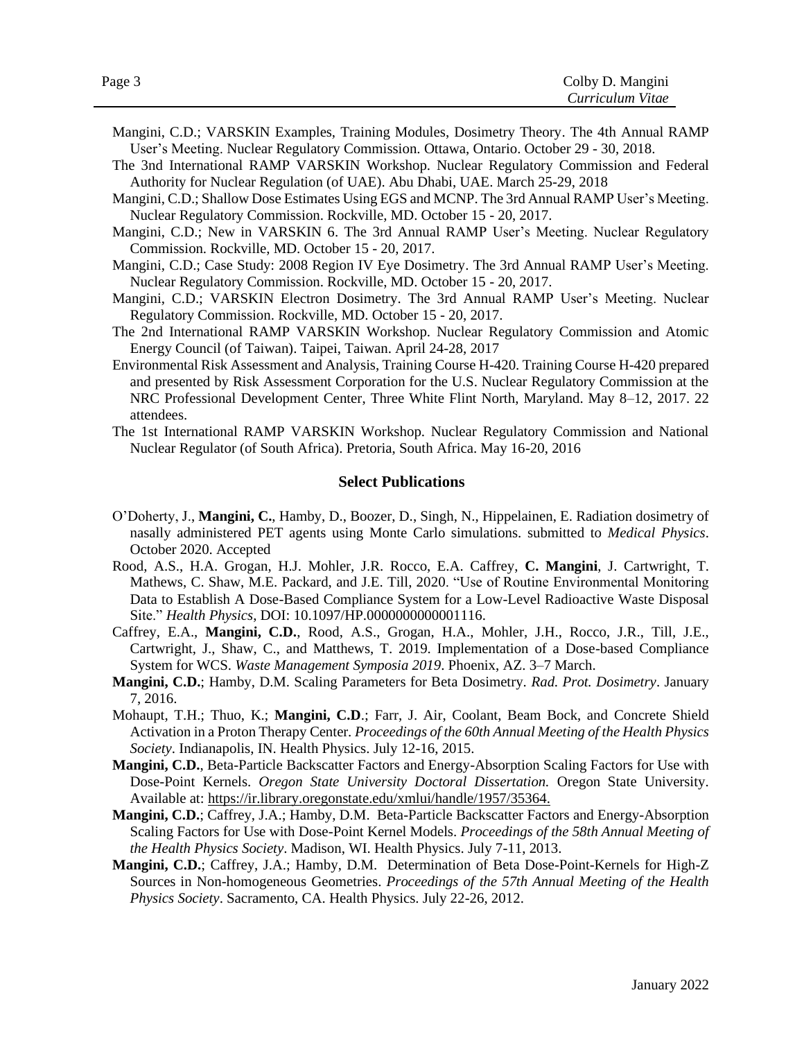Mangini, C.D.; VARSKIN Examples, Training Modules, Dosimetry Theory. The 4th Annual RAMP User's Meeting. Nuclear Regulatory Commission. Ottawa, Ontario. October 29 - 30, 2018.

The 3nd International RAMP VARSKIN Workshop. Nuclear Regulatory Commission and Federal Authority for Nuclear Regulation (of UAE). Abu Dhabi, UAE. March 25-29, 2018

Mangini, C.D.; Shallow Dose Estimates Using EGS and MCNP. The 3rd Annual RAMP User's Meeting. Nuclear Regulatory Commission. Rockville, MD. October 15 - 20, 2017.

Mangini, C.D.; New in VARSKIN 6. The 3rd Annual RAMP User's Meeting. Nuclear Regulatory Commission. Rockville, MD. October 15 - 20, 2017.

Mangini, C.D.; Case Study: 2008 Region IV Eye Dosimetry. The 3rd Annual RAMP User's Meeting. Nuclear Regulatory Commission. Rockville, MD. October 15 - 20, 2017.

Mangini, C.D.; VARSKIN Electron Dosimetry. The 3rd Annual RAMP User's Meeting. Nuclear Regulatory Commission. Rockville, MD. October 15 - 20, 2017.

The 2nd International RAMP VARSKIN Workshop. Nuclear Regulatory Commission and Atomic Energy Council (of Taiwan). Taipei, Taiwan. April 24-28, 2017

Environmental Risk Assessment and Analysis, Training Course H-420. Training Course H-420 prepared and presented by Risk Assessment Corporation for the U.S. Nuclear Regulatory Commission at the NRC Professional Development Center, Three White Flint North, Maryland. May 8–12, 2017. 22 attendees.

The 1st International RAMP VARSKIN Workshop. Nuclear Regulatory Commission and National Nuclear Regulator (of South Africa). Pretoria, South Africa. May 16-20, 2016

## Select Publications

O'Doherty, J., **Mangini, C.**, Hamby, D., Boozer, D., Singh, N., Hippelainen, E. Radiation dosimetry of nasally administered PET agents using Monte Carlo simulations. submitted to *Medical Physics*. October 2020. Accepted

Rood, A.S., H.A. Grogan, H.J. Mohler, J.R. Rocco, E.A. Caffrey, **C. Mangini**, J. Cartwright, T. Mathews, C. Shaw, M.E. Packard, and J.E. Till, 2020. "Use of Routine Environmental Monitoring Data to Establish A Dose-Based Compliance System for a Low-Level Radioactive Waste Disposal Site." *Health Physics*, DOI: 10.1097/HP.0000000000001116.

Caffrey, E.A., **Mangini, C.D.**, Rood, A.S., Grogan, H.A., Mohler, J.H., Rocco, J.R., Till, J.E., Cartwright, J., Shaw, C., and Matthews, T. 2019. Implementation of a Dose-based Compliance System for WCS. *Waste Management Symposia 2019*. Phoenix, AZ. 3–7 March.

**Mangini, C.D.**; Hamby, D.M. Scaling Parameters for Beta Dosimetry. *Rad. Prot. Dosimetry*. January 7, 2016.

Mohaupt, T.H.; Thuo, K.; **Mangini, C.D**.; Farr, J. Air, Coolant, Beam Bock, and Concrete Shield Activation in a Proton Therapy Center. *Proceedings of the 60th Annual Meeting of the Health Physics Society*. Indianapolis, IN. Health Physics. July 12-16, 2015.

**Mangini, C.D.**, Beta-Particle Backscatter Factors and Energy-Absorption Scaling Factors for Use with Dose-Point Kernels. *Oregon State University Doctoral Dissertation.* Oregon State University. Available at: https://ir.library.oregonstate.edu/xmlui/handle/1957/35364.

**Mangini, C.D.**; Caffrey, J.A.; Hamby, D.M. Beta-Particle Backscatter Factors and Energy-Absorption Scaling Factors for Use with Dose-Point Kernel Models. *Proceedings of the 58th Annual Meeting of the Health Physics Society*. Madison, WI. Health Physics. July 7-11, 2013.

**Mangini, C.D.**; Caffrey, J.A.; Hamby, D.M. Determination of Beta Dose-Point-Kernels for High-Z Sources in Non-homogeneous Geometries. *Proceedings of the 57th Annual Meeting of the Health Physics Society*. Sacramento, CA. Health Physics. July 22-26, 2012.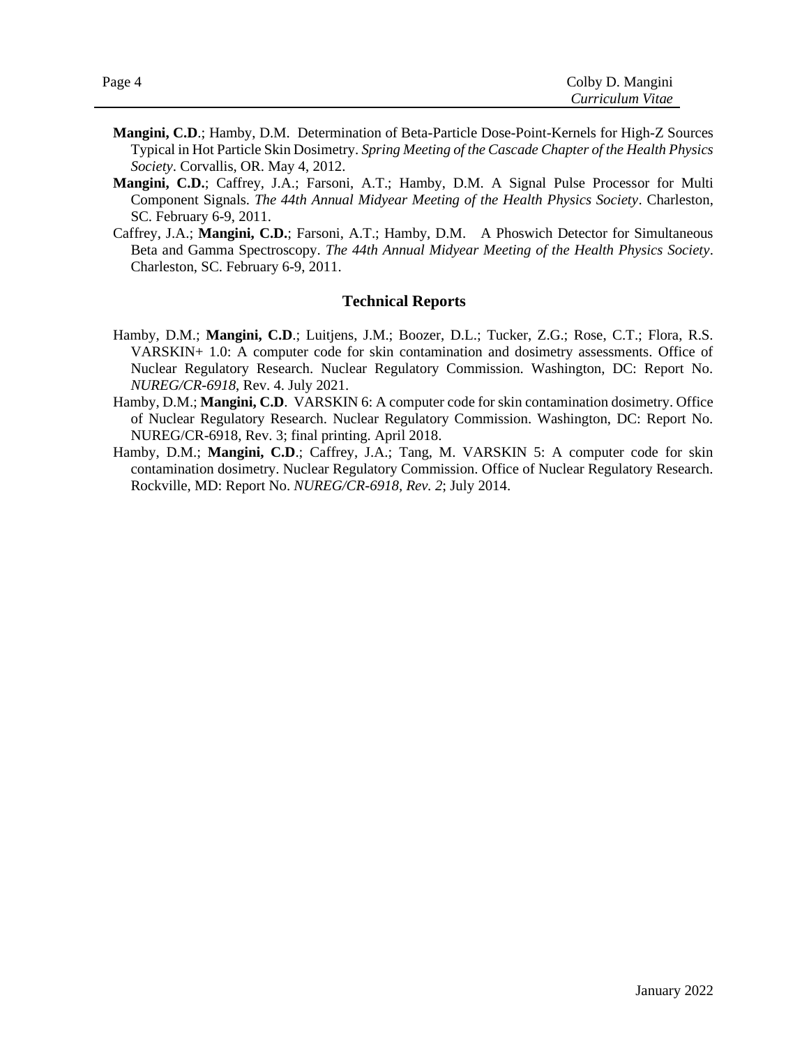**Mangini, C.D**.; Hamby, D.M. Determination of Beta-Particle Dose-Point-Kernels for High-Z Sources Typical in Hot Particle Skin Dosimetry. *Spring Meeting of the Cascade Chapter of the Health Physics Society*. Corvallis, OR. May 4, 2012.

**Mangini, C.D.**; Caffrey, J.A.; Farsoni, A.T.; Hamby, D.M. A Signal Pulse Processor for Multi Component Signals. *The 44th Annual Midyear Meeting of the Health Physics Society*. Charleston, SC. February 6-9, 2011.

Caffrey, J.A.; **Mangini, C.D.**; Farsoni, A.T.; Hamby, D.M. A Phoswich Detector for Simultaneous Beta and Gamma Spectroscopy. *The 44th Annual Midyear Meeting of the Health Physics Society*. Charleston, SC. February 6-9, 2011.

## Technical Reports

Hamby, D.M.; **Mangini, C.D**.; Luitjens, J.M.; Boozer, D.L.; Tucker, Z.G.; Rose, C.T.; Flora, R.S. VARSKIN+ 1.0: A computer code for skin contamination and dosimetry assessments. Office of Nuclear Regulatory Research. Nuclear Regulatory Commission. Washington, DC: Report No. *NUREG/CR-6918*, Rev. 4. July 2021.

Hamby, D.M.; **Mangini, C.D**. VARSKIN 6: A computer code for skin contamination dosimetry. Office of Nuclear Regulatory Research. Nuclear Regulatory Commission. Washington, DC: Report No. NUREG/CR-6918, Rev. 3; final printing. April 2018.

Hamby, D.M.; **Mangini, C.D**.; Caffrey, J.A.; Tang, M. VARSKIN 5: A computer code for skin contamination dosimetry. Nuclear Regulatory Commission. Office of Nuclear Regulatory Research. Rockville, MD: Report No. *NUREG/CR-6918, Rev. 2*; July 2014.